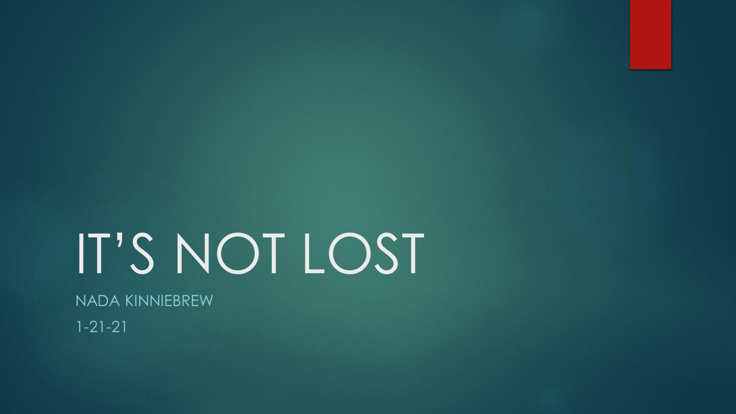# IT'S NOT LOST

NADA KINNIEBREW

1-21-21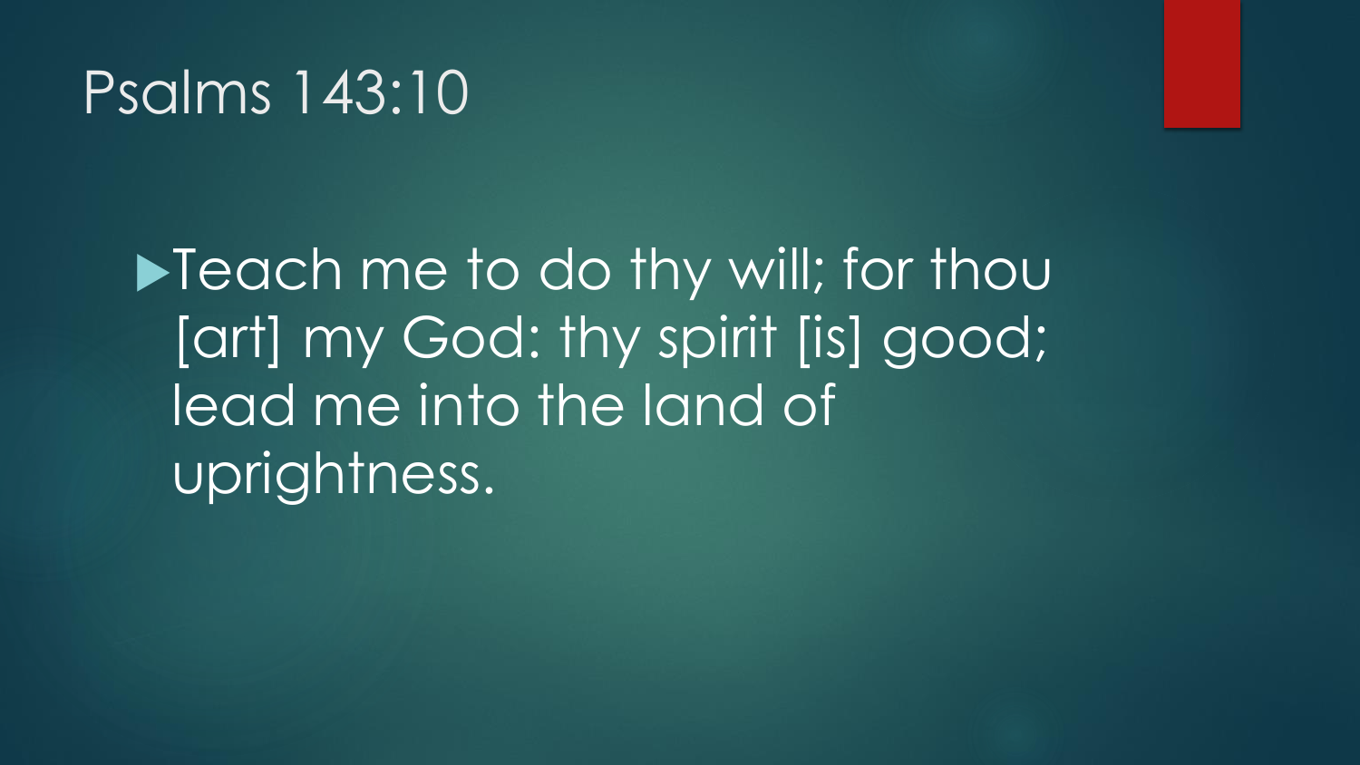# Psalms 143:10

- Teach me to do thy will; for thou [art] my God: thy spirit [is] good; lead me into the land of uprightness.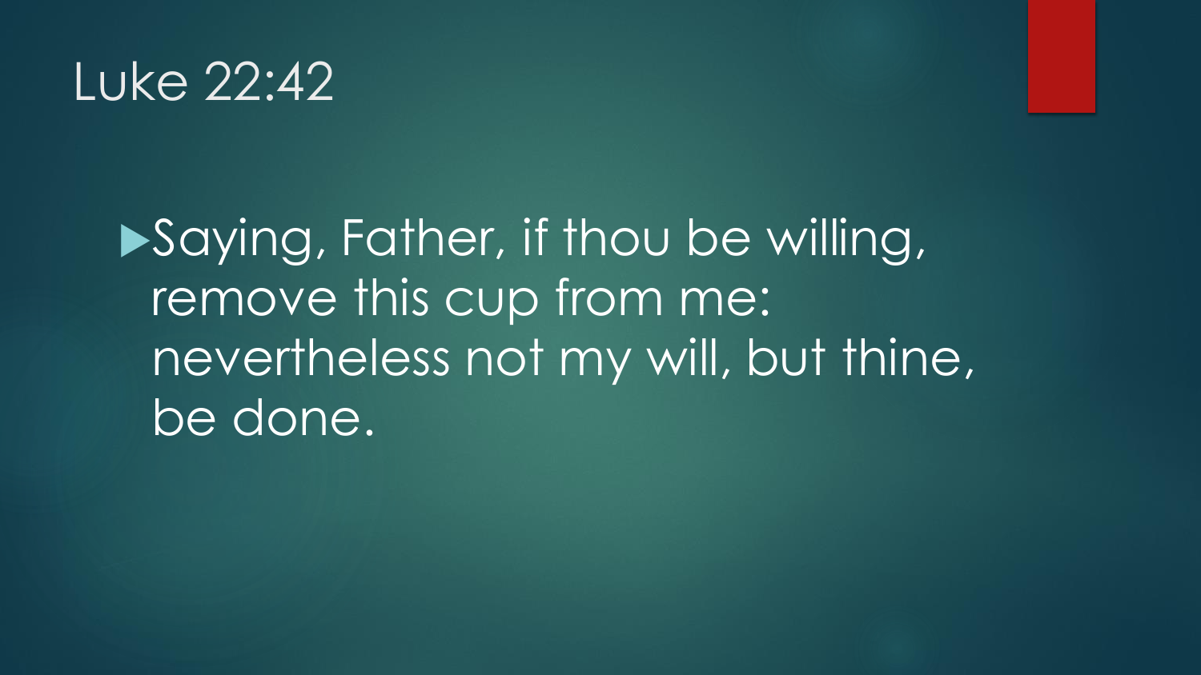# Luke 22:42

- Saying, Father, if thou be willing, remove this cup from me: nevertheless not my will, but thine, be done.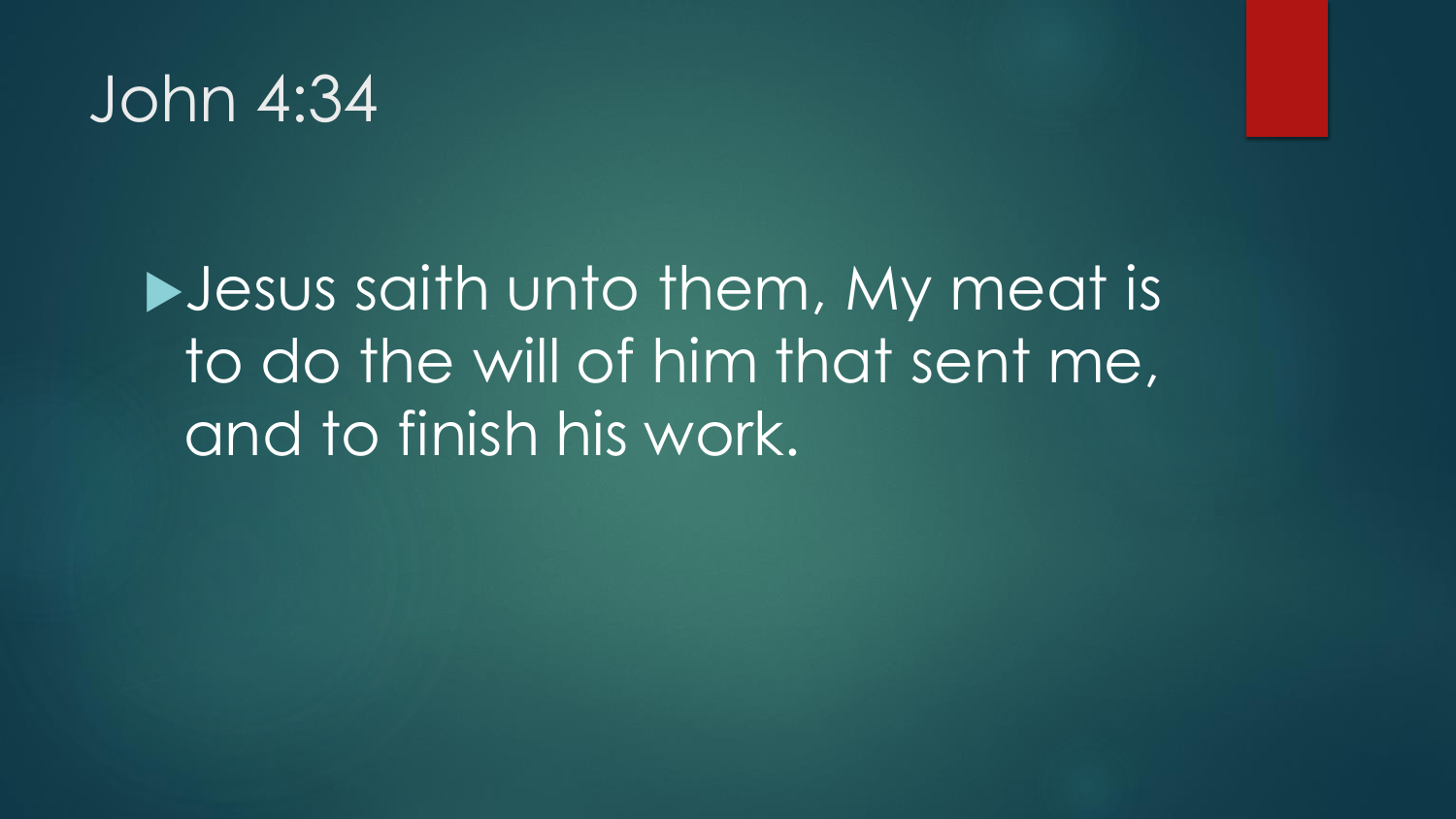# John 4:34

- Jesus saith unto them, My meat is to do the will of him that sent me, and to finish his work.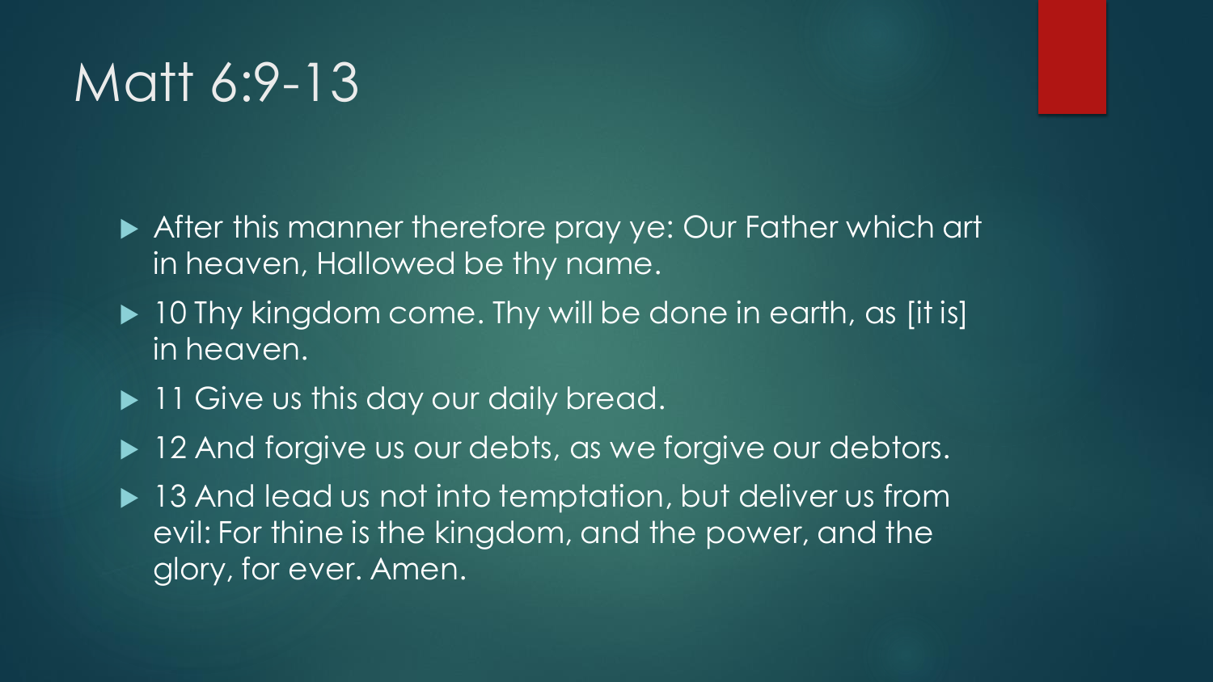# Matt 6:9-13

- After this manner therefore pray ye: Our Father which art in heaven, Hallowed be thy name.
- 10 Thy kingdom come. Thy will be done in earth, as [it is] in heaven.
- 11 Give us this day our daily bread.
- 12 And forgive us our debts, as we forgive our debtors.
- 13 And lead us not into temptation, but deliver us from evil: For thine is the kingdom, and the power, and the glory, for ever. Amen.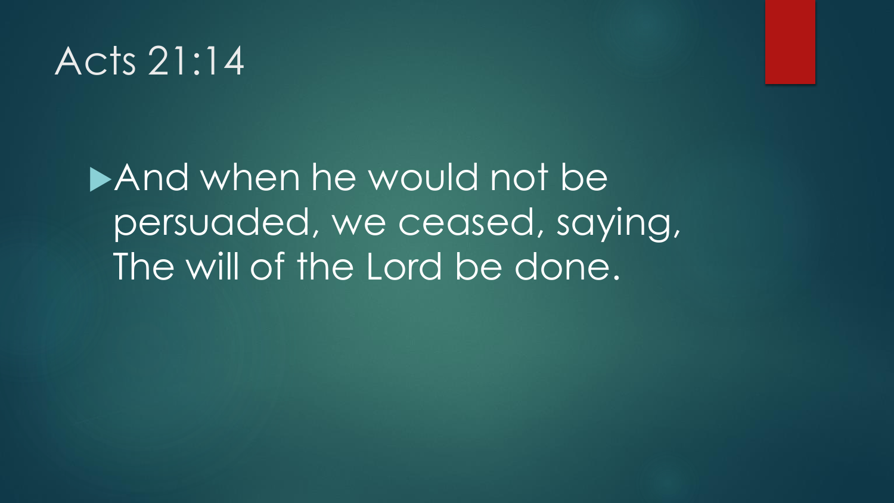# Acts 21:14

- And when he would not be persuaded, we ceased, saying, The will of the Lord be done.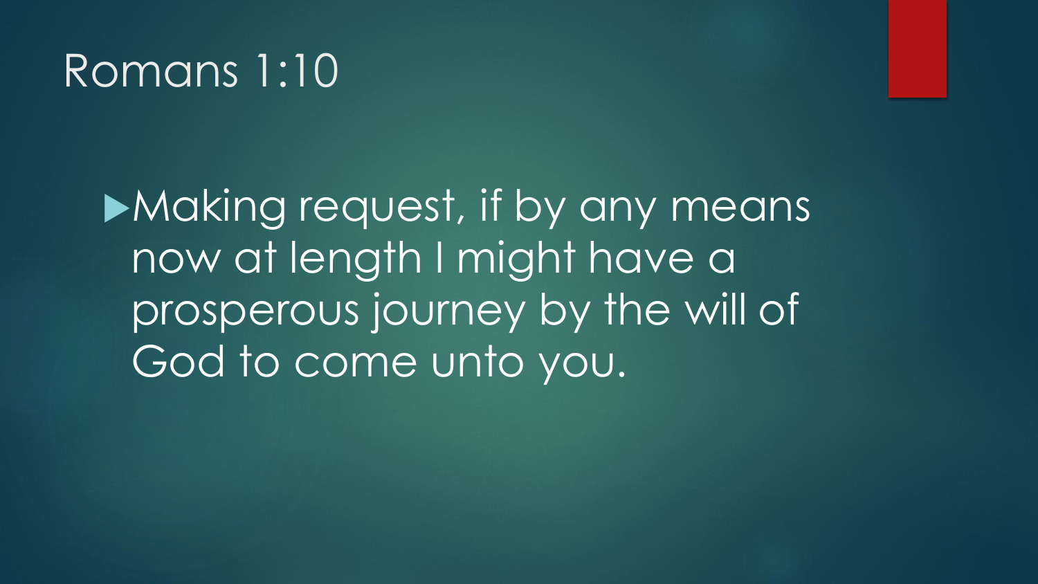# Romans 1:10

- Making request, if by any means now at length I might have a prosperous journey by the will of God to come unto you.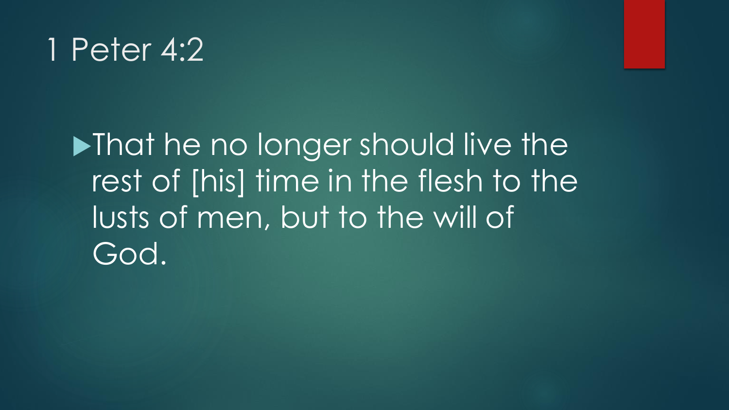# 1 Peter 4:2

- That he no longer should live the rest of [his] time in the flesh to the lusts of men, but to the will of God.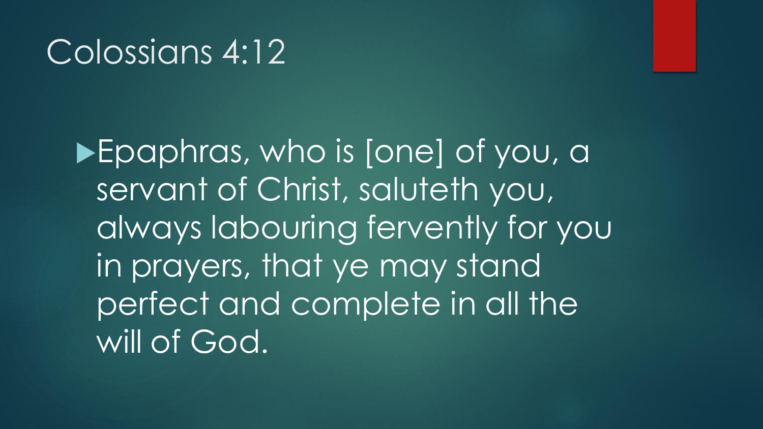# Colossians 4:12

- Epaphras, who is [one] of you, a servant of Christ, saluteth you, always labouring fervently for you in prayers, that ye may stand perfect and complete in all the will of God.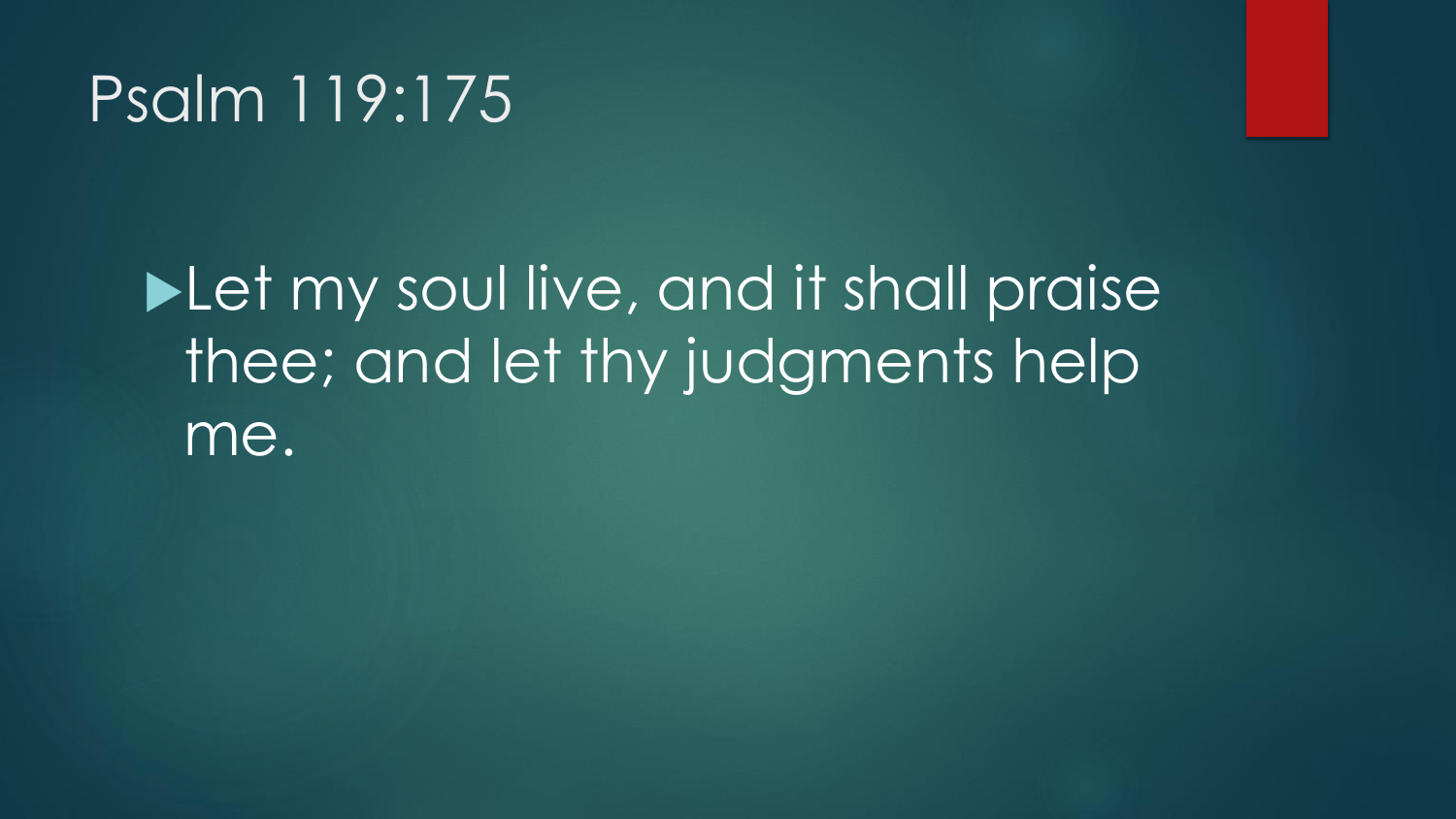# Psalm 119:175

- Let my soul live, and it shall praise thee; and let thy judgments help me.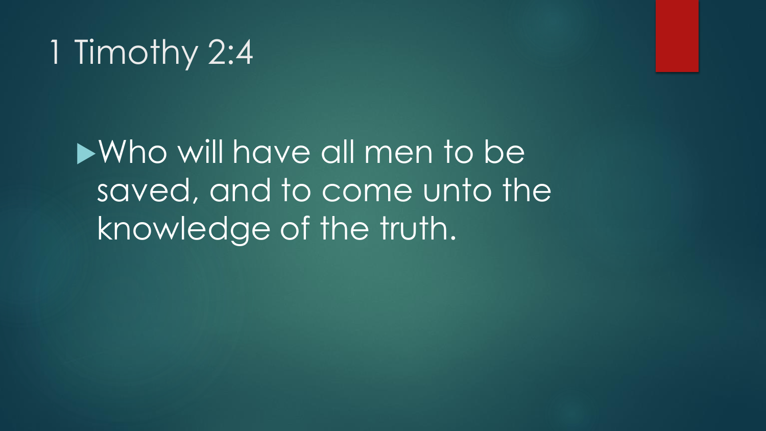# 1 Timothy 2:4

- Who will have all men to be saved, and to come unto the knowledge of the truth.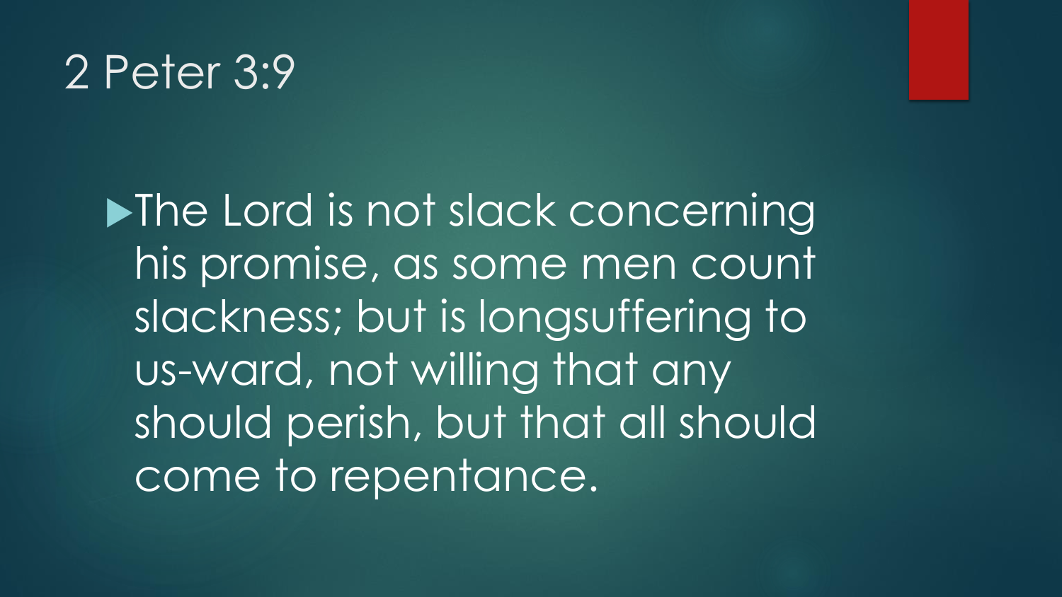# 2 Peter 3:9

- The Lord is not slack concerning his promise, as some men count slackness; but is longsuffering to us-ward, not willing that any should perish, but that all should come to repentance.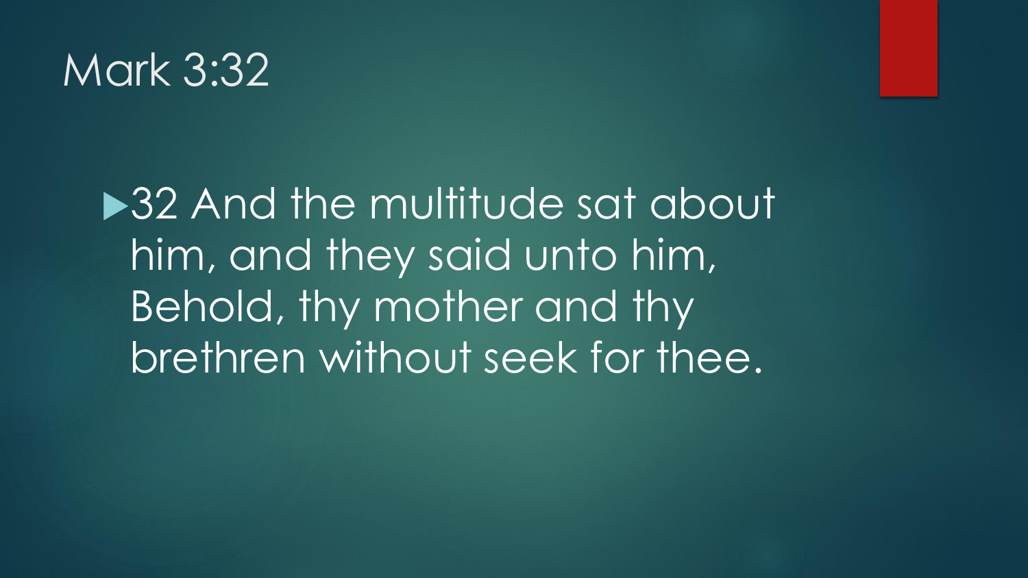# Mark 3:32

- 32 And the multitude sat about him, and they said unto him, Behold, thy mother and thy brethren without seek for thee.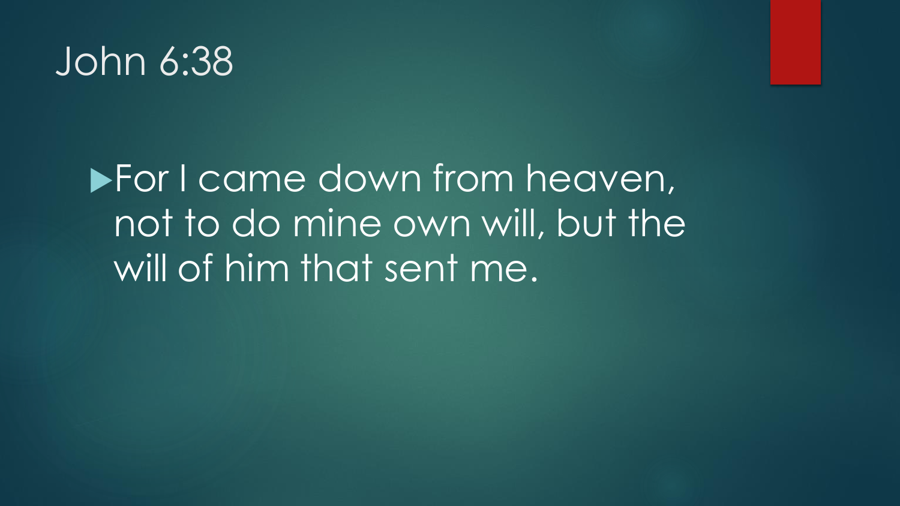# John 6:38

- For I came down from heaven, not to do mine own will, but the will of him that sent me.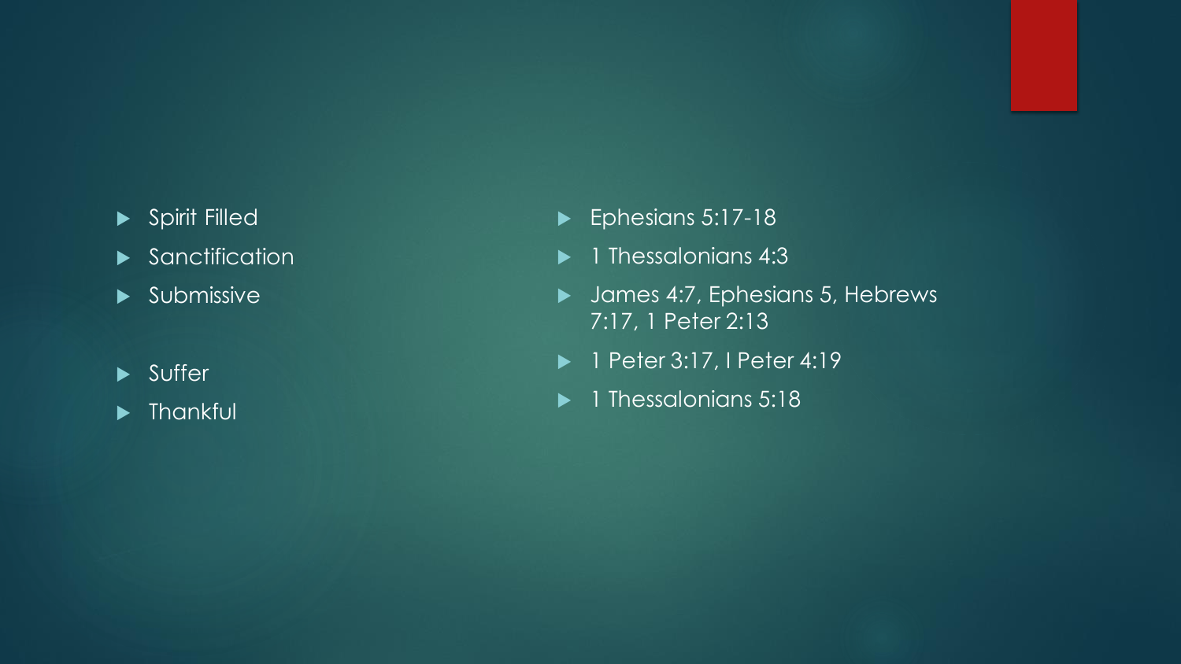- Spirit Filled
- Sanctification
- Submissive
- Suffer
- Thankful

- Ephesians 5:17-18
- 1 Thessalonians 4:3
- James 4:7, Ephesians 5, Hebrews 7:17, 1 Peter 2:13
- 1 Peter 3:17, I Peter 4:19
- 1 Thessalonians 5:18